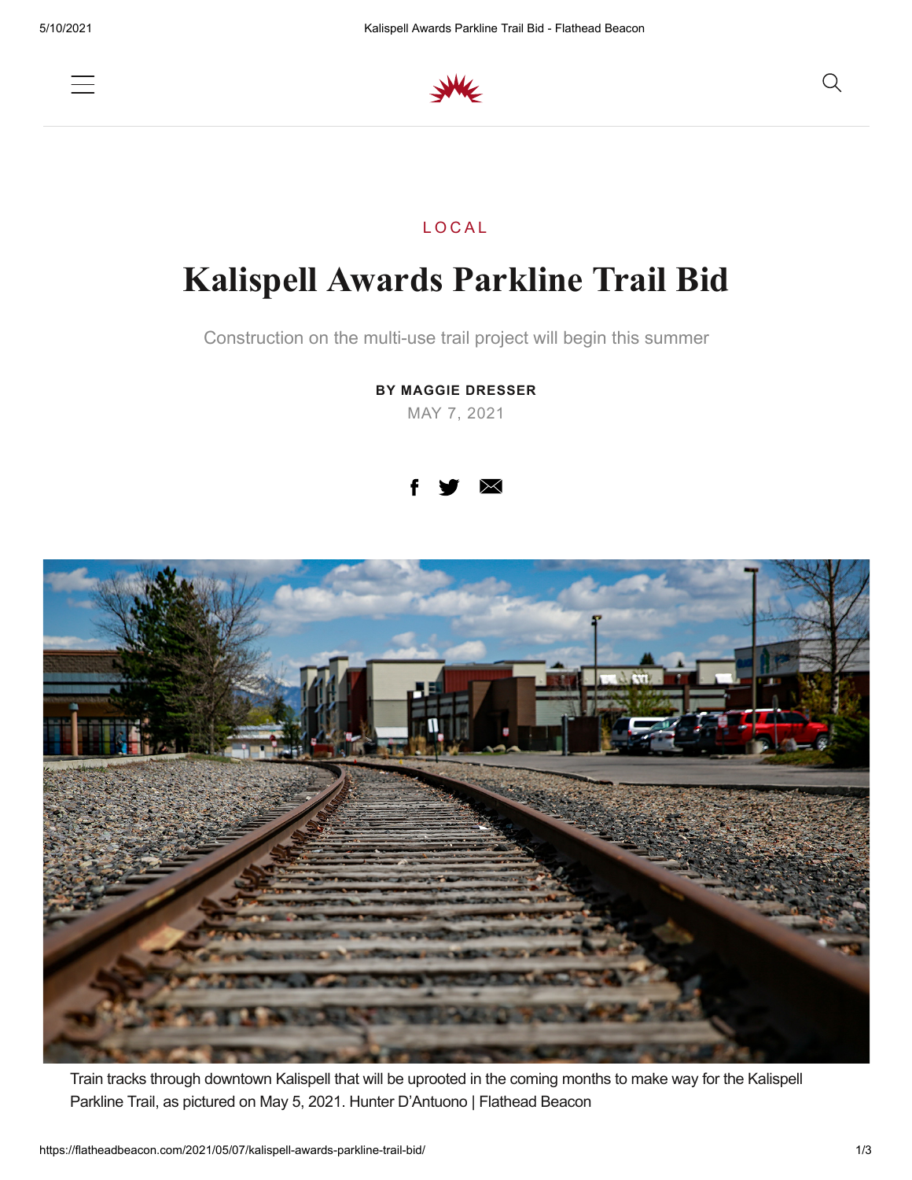LOCAL

# Kalispell Awards Parkline Trail Bid

Construction on the multi-use trail project will begin this summer

**BY MAGGIE DRESSER**

MAY 7, 2021

Train tracks through downtown Kalispell that will be uprooted in the coming months to make way for the Kalispell Parkline Trail, as pictured on May 5, 2021. Hunter D'Antuono | Flathead Beacon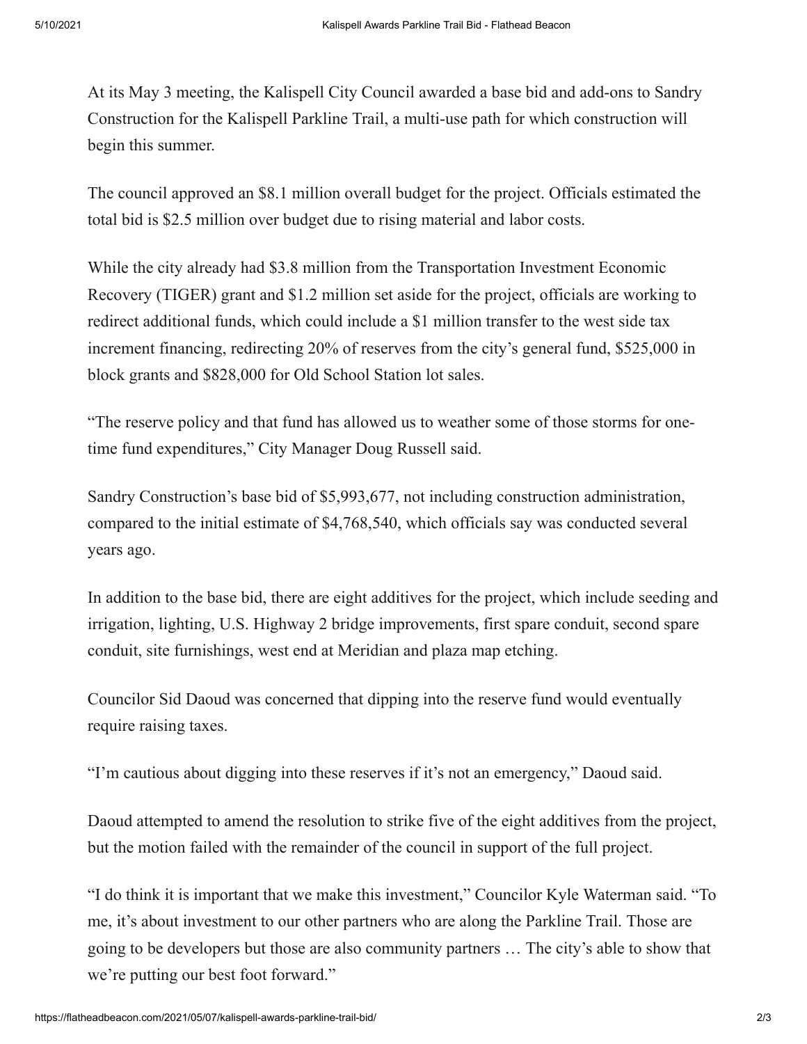At its May 3 meeting, the Kalispell City Council awarded a base bid and add-ons to Sandry Construction for the Kalispell Parkline Trail, a multi-use path for which construction will begin this summer.

The council approved an $8.1 million overall budget for the project. Officials estimated the total bid is $2.5 million over budget due to rising material and labor costs.

While the city already had $3.8 million from the Transportation Investment Economic Recovery (TIGER) grant and $1.2 million set aside for the project, officials are working to redirect additional funds, which could include a $1 million transfer to the west side tax increment financing, redirecting 20% of reserves from the city's general fund, $525,000 in block grants and $828,000 for Old School Station lot sales.

"The reserve policy and that fund has allowed us to weather some of those storms for one-time fund expenditures," City Manager Doug Russell said.

Sandry Construction's base bid of $5,993,677, not including construction administration, compared to the initial estimate of $4,768,540, which officials say was conducted several years ago.

In addition to the base bid, there are eight additives for the project, which include seeding and irrigation, lighting, U.S. Highway 2 bridge improvements, first spare conduit, second spare conduit, site furnishings, west end at Meridian and plaza map etching.

Councilor Sid Daoud was concerned that dipping into the reserve fund would eventually require raising taxes.

"I'm cautious about digging into these reserves if it's not an emergency," Daoud said.

Daoud attempted to amend the resolution to strike five of the eight additives from the project, but the motion failed with the remainder of the council in support of the full project.

"I do think it is important that we make this investment," Councilor Kyle Waterman said. "To me, it's about investment to our other partners who are along the Parkline Trail. Those are going to be developers but those are also community partners … The city's able to show that we're putting our best foot forward."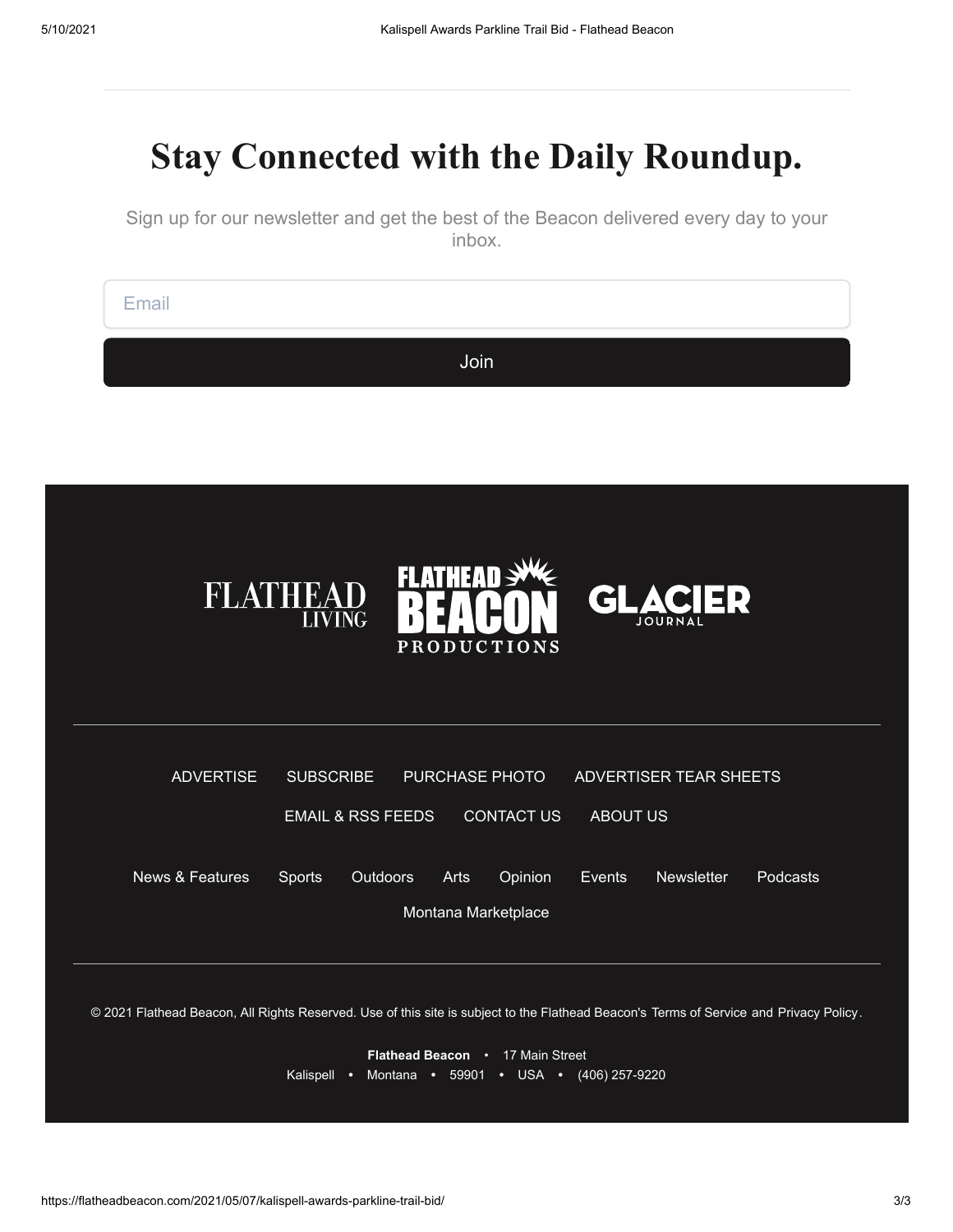# Stay Connected with the Daily Roundup.

Sign up for our newsletter and get the best of the Beacon delivered every day to your inbox.

Email

Join

FLATHEAD LIVING

FLATHEAD BEACON PRODUCTIONS

GLACIER JOURNAL

ADVERTISE SUBSCRIBE PURCHASE PHOTO ADVERTISER TEAR SHEETS

EMAIL & RSS FEEDS CONTACT US ABOUT US

News & Features Sports Outdoors Arts Opinion Events Newsletter Podcasts

Montana Marketplace

© 2021 Flathead Beacon, All Rights Reserved. Use of this site is subject to the Flathead Beacon's Terms of Service and Privacy Policy.

**Flathead Beacon** • 17 Main Street
Kalispell • Montana • 59901 • USA • (406) 257-9220